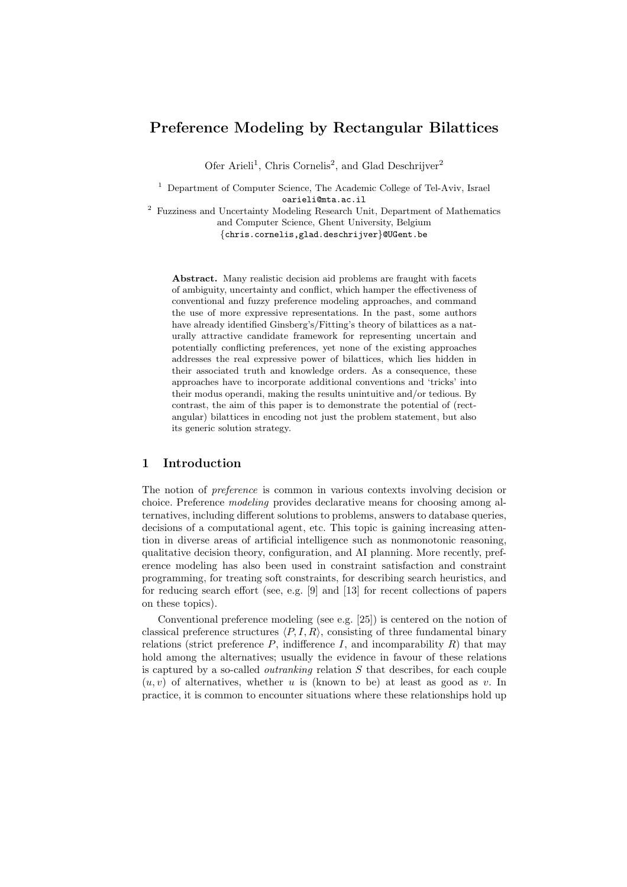# Preference Modeling by Rectangular Bilattices

Ofer Arieli[1], Chris Cornelis[2], and Glad Deschrijver[2]

[1] Department of Computer Science, The Academic College of Tel-Aviv, Israel
oarieli@mta.ac.il

[2] Fuzziness and Uncertainty Modeling Research Unit, Department of Mathematics and Computer Science, Ghent University, Belgium
{chris.cornelis,glad.deschrijver}@UGent.be

**Abstract.** Many realistic decision aid problems are fraught with facets of ambiguity, uncertainty and conflict, which hamper the effectiveness of conventional and fuzzy preference modeling approaches, and command the use of more expressive representations. In the past, some authors have already identified Ginsberg's/Fitting's theory of bilattices as a naturally attractive candidate framework for representing uncertain and potentially conflicting preferences, yet none of the existing approaches addresses the real expressive power of bilattices, which lies hidden in their associated truth and knowledge orders. As a consequence, these approaches have to incorporate additional conventions and 'tricks' into their modus operandi, making the results unintuitive and/or tedious. By contrast, the aim of this paper is to demonstrate the potential of (rectangular) bilattices in encoding not just the problem statement, but also its generic solution strategy.

## 1 Introduction

The notion of *preference* is common in various contexts involving decision or choice. Preference *modeling* provides declarative means for choosing among alternatives, including different solutions to problems, answers to database queries, decisions of a computational agent, etc. This topic is gaining increasing attention in diverse areas of artificial intelligence such as nonmonotonic reasoning, qualitative decision theory, configuration, and AI planning. More recently, preference modeling has also been used in constraint satisfaction and constraint programming, for treating soft constraints, for describing search heuristics, and for reducing search effort (see, e.g. [9] and [13] for recent collections of papers on these topics).

Conventional preference modeling (see e.g. [25]) is centered on the notion of classical preference structures $\langle P, I, R \rangle$, consisting of three fundamental binary relations (strict preference $P$, indifference $I$, and incomparability $R$) that may hold among the alternatives; usually the evidence in favour of these relations is captured by a so-called *outranking* relation $S$ that describes, for each couple $(u, v)$ of alternatives, whether $u$ is (known to be) at least as good as $v$. In practice, it is common to encounter situations where these relationships hold up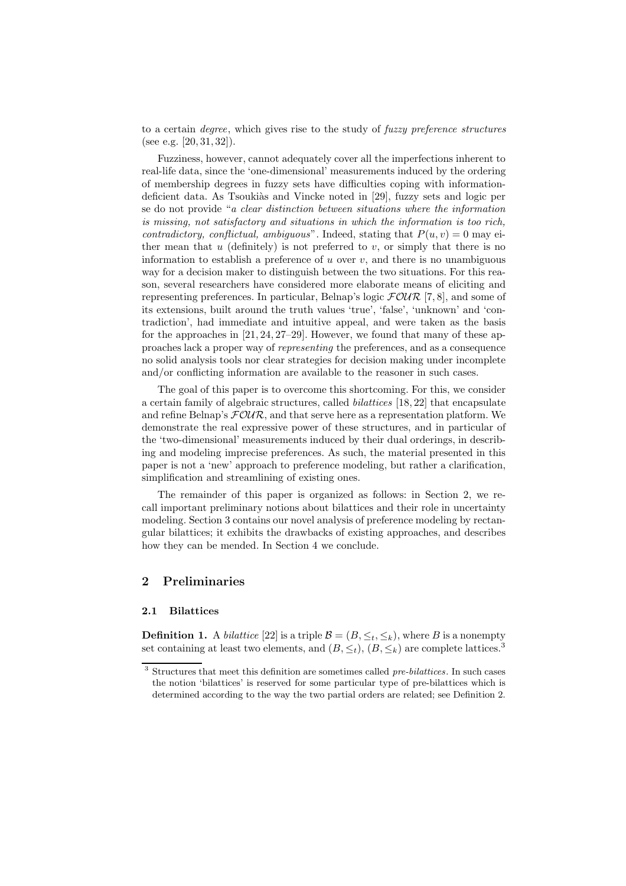to a certain *degree*, which gives rise to the study of *fuzzy preference structures* (see e.g. [20, 31, 32]).

Fuzziness, however, cannot adequately cover all the imperfections inherent to real-life data, since the 'one-dimensional' measurements induced by the ordering of membership degrees in fuzzy sets have difficulties coping with information-deficient data. As Tsoukiàs and Vincke noted in [29], fuzzy sets and logic per se do not provide "*a clear distinction between situations where the information is missing, not satisfactory and situations in which the information is too rich, contradictory, conflictual, ambiguous*". Indeed, stating that $P(u, v) = 0$ may either mean that $u$ (definitely) is not preferred to $v$, or simply that there is no information to establish a preference of $u$ over $v$, and there is no unambiguous way for a decision maker to distinguish between the two situations. For this reason, several researchers have considered more elaborate means of eliciting and representing preferences. In particular, Belnap's logic $\mathcal{FOUR}$ [7, 8], and some of its extensions, built around the truth values 'true', 'false', 'unknown' and 'contradiction', had immediate and intuitive appeal, and were taken as the basis for the approaches in [21, 24, 27–29]. However, we found that many of these approaches lack a proper way of *representing* the preferences, and as a consequence no solid analysis tools nor clear strategies for decision making under incomplete and/or conflicting information are available to the reasoner in such cases.

The goal of this paper is to overcome this shortcoming. For this, we consider a certain family of algebraic structures, called *bilattices* [18, 22] that encapsulate and refine Belnap's $\mathcal{FOUR}$, and that serve here as a representation platform. We demonstrate the real expressive power of these structures, and in particular of the 'two-dimensional' measurements induced by their dual orderings, in describing and modeling imprecise preferences. As such, the material presented in this paper is not a 'new' approach to preference modeling, but rather a clarification, simplification and streamlining of existing ones.

The remainder of this paper is organized as follows: in Section 2, we recall important preliminary notions about bilattices and their role in uncertainty modeling. Section 3 contains our novel analysis of preference modeling by rectangular bilattices; it exhibits the drawbacks of existing approaches, and describes how they can be mended. In Section 4 we conclude.

## 2 Preliminaries

### 2.1 Bilattices

**Definition 1.** A *bilattice* [22] is a triple $\mathcal{B} = (B, \leq_t, \leq_k)$, where $B$ is a nonempty set containing at least two elements, and $(B, \leq_t)$, $(B, \leq_k)$ are complete lattices.[3]

[3] Structures that meet this definition are sometimes called *pre-bilattices*. In such cases the notion 'bilattices' is reserved for some particular type of pre-bilattices which is determined according to the way the two partial orders are related; see Definition 2.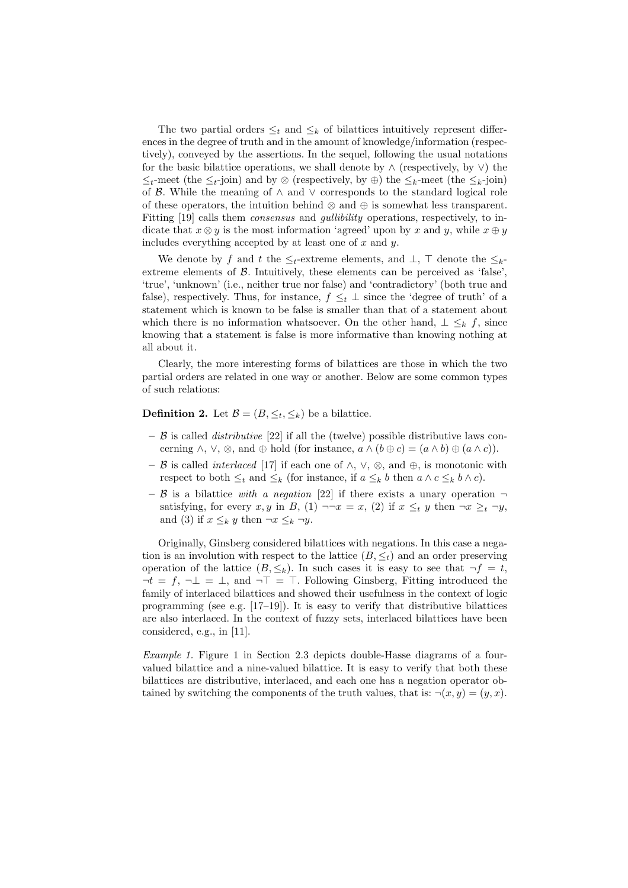The two partial orders $\leq_t$ and $\leq_k$ of bilattices intuitively represent differences in the degree of truth and in the amount of knowledge/information (respectively), conveyed by the assertions. In the sequel, following the usual notations for the basic bilattice operations, we shall denote by $\wedge$ (respectively, by $\vee$) the $\leq_t$-meet (the $\leq_t$-join) and by $\otimes$ (respectively, by $\oplus$) the $\leq_k$-meet (the $\leq_k$-join) of $\mathcal{B}$. While the meaning of $\wedge$ and $\vee$ corresponds to the standard logical role of these operators, the intuition behind $\otimes$ and $\oplus$ is somewhat less transparent. Fitting [19] calls them *consensus* and *gullibility* operations, respectively, to indicate that $x \otimes y$ is the most information 'agreed' upon by $x$ and $y$, while $x \oplus y$ includes everything accepted by at least one of $x$ and $y$.

We denote by $f$ and $t$ the $\leq_t$-extreme elements, and $\bot$, $\top$ denote the $\leq_k$-extreme elements of $\mathcal{B}$. Intuitively, these elements can be perceived as 'false', 'true', 'unknown' (i.e., neither true nor false) and 'contradictory' (both true and false), respectively. Thus, for instance, $f \leq_t \bot$ since the 'degree of truth' of a statement which is known to be false is smaller than that of a statement about which there is no information whatsoever. On the other hand, $\bot \leq_k f$, since knowing that a statement is false is more informative than knowing nothing at all about it.

Clearly, the more interesting forms of bilattices are those in which the two partial orders are related in one way or another. Below are some common types of such relations:

**Definition 2.** Let $\mathcal{B} = (B, \leq_t, \leq_k)$ be a bilattice.

- $\mathcal{B}$ is called *distributive* [22] if all the (twelve) possible distributive laws concerning $\wedge$, $\vee$, $\otimes$, and $\oplus$ hold (for instance, $a \wedge (b \oplus c) = (a \wedge b) \oplus (a \wedge c)$).
- $\mathcal{B}$ is called *interlaced* [17] if each one of $\wedge$, $\vee$, $\otimes$, and $\oplus$, is monotonic with respect to both $\leq_t$ and $\leq_k$ (for instance, if $a \leq_k b$ then $a \wedge c \leq_k b \wedge c$).
- $\mathcal{B}$ is a bilattice *with a negation* [22] if there exists a unary operation $\neg$ satisfying, for every $x, y$ in $B$, (1) $\neg\neg x = x$, (2) if $x \leq_t y$ then $\neg x \geq_t \neg y$, and (3) if $x \leq_k y$ then $\neg x \leq_k \neg y$.

Originally, Ginsberg considered bilattices with negations. In this case a negation is an involution with respect to the lattice $(B, \leq_t)$ and an order preserving operation of the lattice $(B, \leq_k)$. In such cases it is easy to see that $\neg f = t$, $\neg t = f$, $\neg\bot = \bot$, and $\neg\top = \top$. Following Ginsberg, Fitting introduced the family of interlaced bilattices and showed their usefulness in the context of logic programming (see e.g. [17–19]). It is easy to verify that distributive bilattices are also interlaced. In the context of fuzzy sets, interlaced bilattices have been considered, e.g., in [11].

*Example 1.* Figure 1 in Section 2.3 depicts double-Hasse diagrams of a four-valued bilattice and a nine-valued bilattice. It is easy to verify that both these bilattices are distributive, interlaced, and each one has a negation operator obtained by switching the components of the truth values, that is: $\neg(x, y) = (y, x)$.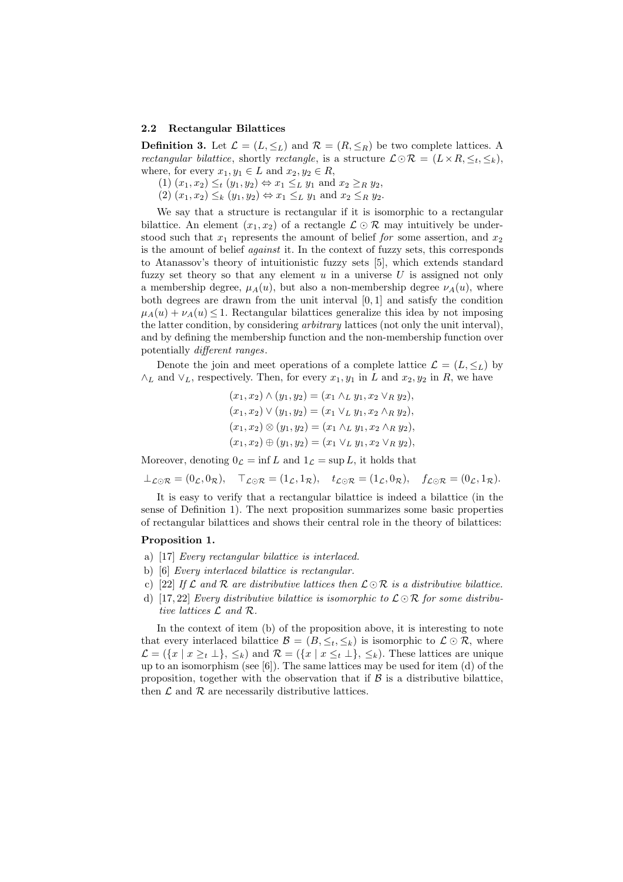### 2.2 Rectangular Bilattices

**Definition 3.** Let $\mathcal{L} = (L, \leq_L)$ and $\mathcal{R} = (R, \leq_R)$ be two complete lattices. A *rectangular bilattice*, shortly *rectangle*, is a structure $\mathcal{L} \odot \mathcal{R} = (L \times R, \leq_t, \leq_k)$, where, for every $x_1, y_1 \in L$ and $x_2, y_2 \in R$,

(1) $(x_1, x_2) \leq_t (y_1, y_2) \Leftrightarrow x_1 \leq_L y_1$ and $x_2 \geq_R y_2$,
(2) $(x_1, x_2) \leq_k (y_1, y_2) \Leftrightarrow x_1 \leq_L y_1$ and $x_2 \leq_R y_2$.

We say that a structure is rectangular if it is isomorphic to a rectangular bilattice. An element $(x_1, x_2)$ of a rectangle $\mathcal{L} \odot \mathcal{R}$ may intuitively be understood such that $x_1$ represents the amount of belief *for* some assertion, and $x_2$ is the amount of belief *against* it. In the context of fuzzy sets, this corresponds to Atanassov's theory of intuitionistic fuzzy sets [5], which extends standard fuzzy set theory so that any element $u$ in a universe $U$ is assigned not only a membership degree, $\mu_A(u)$, but also a non-membership degree $\nu_A(u)$, where both degrees are drawn from the unit interval $[0, 1]$ and satisfy the condition $\mu_A(u) + \nu_A(u) \leq 1$. Rectangular bilattices generalize this idea by not imposing the latter condition, by considering *arbitrary* lattices (not only the unit interval), and by defining the membership function and the non-membership function over potentially *different ranges*.

Denote the join and meet operations of a complete lattice $\mathcal{L} = (L, \leq_L)$ by $\wedge_L$ and $\vee_L$, respectively. Then, for every $x_1, y_1$ in $L$ and $x_2, y_2$ in $R$, we have

$$(x_1, x_2) \wedge (y_1, y_2) = (x_1 \wedge_L y_1, x_2 \vee_R y_2),$$
$$(x_1, x_2) \vee (y_1, y_2) = (x_1 \vee_L y_1, x_2 \wedge_R y_2),$$
$$(x_1, x_2) \otimes (y_1, y_2) = (x_1 \wedge_L y_1, x_2 \wedge_R y_2),$$
$$(x_1, x_2) \oplus (y_1, y_2) = (x_1 \vee_L y_1, x_2 \vee_R y_2),$$

Moreover, denoting $0_{\mathcal{L}} = \inf L$ and $1_{\mathcal{L}} = \sup L$, it holds that

$$\perp_{\mathcal{L} \odot \mathcal{R}} = (0_{\mathcal{L}}, 0_{\mathcal{R}}), \quad \top_{\mathcal{L} \odot \mathcal{R}} = (1_{\mathcal{L}}, 1_{\mathcal{R}}), \quad t_{\mathcal{L} \odot \mathcal{R}} = (1_{\mathcal{L}}, 0_{\mathcal{R}}), \quad f_{\mathcal{L} \odot \mathcal{R}} = (0_{\mathcal{L}}, 1_{\mathcal{R}}).$$

It is easy to verify that a rectangular bilattice is indeed a bilattice (in the sense of Definition 1). The next proposition summarizes some basic properties of rectangular bilattices and shows their central role in the theory of bilattices:

**Proposition 1.**

a) [17] *Every rectangular bilattice is interlaced.*
b) [6] *Every interlaced bilattice is rectangular.*
c) [22] *If $\mathcal{L}$ and $\mathcal{R}$ are distributive lattices then $\mathcal{L} \odot \mathcal{R}$ is a distributive bilattice.*
d) [17, 22] *Every distributive bilattice is isomorphic to $\mathcal{L} \odot \mathcal{R}$ for some distributive lattices $\mathcal{L}$ and $\mathcal{R}$.*

In the context of item (b) of the proposition above, it is interesting to note that every interlaced bilattice $\mathcal{B} = (B, \leq_t, \leq_k)$ is isomorphic to $\mathcal{L} \odot \mathcal{R}$, where $\mathcal{L} = (\{x \mid x \geq_t \perp\}, \leq_k)$ and $\mathcal{R} = (\{x \mid x \leq_t \perp\}, \leq_k)$. These lattices are unique up to an isomorphism (see [6]). The same lattices may be used for item (d) of the proposition, together with the observation that if $\mathcal{B}$ is a distributive bilattice, then $\mathcal{L}$ and $\mathcal{R}$ are necessarily distributive lattices.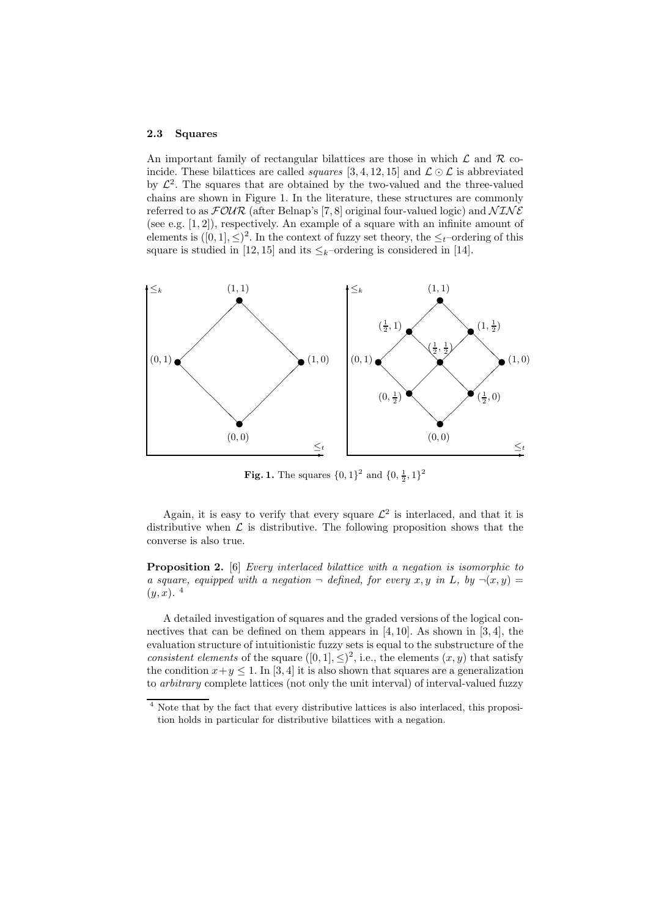### 2.3 Squares

An important family of rectangular bilattices are those in which $\mathcal{L}$ and $\mathcal{R}$ coincide. These bilattices are called *squares* [3, 4, 12, 15] and $\mathcal{L} \odot \mathcal{L}$ is abbreviated by $\mathcal{L}^2$. The squares that are obtained by the two-valued and the three-valued chains are shown in Figure 1. In the literature, these structures are commonly referred to as $\mathcal{FOUR}$ (after Belnap's [7, 8] original four-valued logic) and $\mathcal{NINE}$ (see e.g. [1, 2]), respectively. An example of a square with an infinite amount of elements is $([0, 1], \leq)^2$. In the context of fuzzy set theory, the $\leq_t$–ordering of this square is studied in [12, 15] and its $\leq_k$–ordering is considered in [14].

**Fig. 1.** The squares $\{0, 1\}^2$ and $\{0, \frac{1}{2}, 1\}^2$

Again, it is easy to verify that every square $\mathcal{L}^2$ is interlaced, and that it is distributive when $\mathcal{L}$ is distributive. The following proposition shows that the converse is also true.

**Proposition 2.** [6] *Every interlaced bilattice with a negation is isomorphic to a square, equipped with a negation $\neg$ defined, for every $x, y$ in $L$, by $\neg(x, y) = (y, x)$.* [4]

A detailed investigation of squares and the graded versions of the logical connectives that can be defined on them appears in [4, 10]. As shown in [3, 4], the evaluation structure of intuitionistic fuzzy sets is equal to the substructure of the *consistent elements* of the square $([0, 1], \leq)^2$, i.e., the elements $(x, y)$ that satisfy the condition $x + y \leq 1$. In [3, 4] it is also shown that squares are a generalization to *arbitrary* complete lattices (not only the unit interval) of interval-valued fuzzy

[4] Note that by the fact that every distributive lattices is also interlaced, this proposition holds in particular for distributive bilattices with a negation.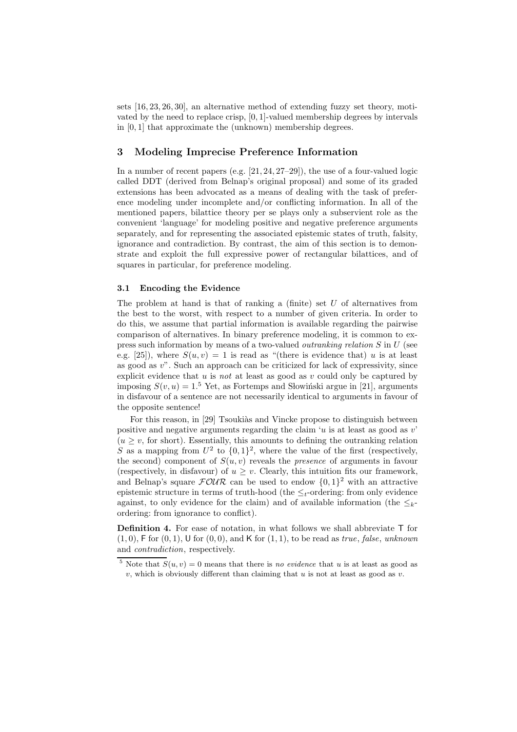sets [16, 23, 26, 30], an alternative method of extending fuzzy set theory, motivated by the need to replace crisp, $[0, 1]$-valued membership degrees by intervals in $[0, 1]$ that approximate the (unknown) membership degrees.

## 3 Modeling Imprecise Preference Information

In a number of recent papers (e.g. [21, 24, 27–29]), the use of a four-valued logic called DDT (derived from Belnap's original proposal) and some of its graded extensions has been advocated as a means of dealing with the task of preference modeling under incomplete and/or conflicting information. In all of the mentioned papers, bilattice theory per se plays only a subservient role as the convenient 'language' for modeling positive and negative preference arguments separately, and for representing the associated epistemic states of truth, falsity, ignorance and contradiction. By contrast, the aim of this section is to demonstrate and exploit the full expressive power of rectangular bilattices, and of squares in particular, for preference modeling.

### 3.1 Encoding the Evidence

The problem at hand is that of ranking a (finite) set $U$ of alternatives from the best to the worst, with respect to a number of given criteria. In order to do this, we assume that partial information is available regarding the pairwise comparison of alternatives. In binary preference modeling, it is common to express such information by means of a two-valued *outranking relation* $S$ in $U$ (see e.g. [25]), where $S(u, v) = 1$ is read as "(there is evidence that) $u$ is at least as good as $v$". Such an approach can be criticized for lack of expressivity, since explicit evidence that $u$ is *not* at least as good as $v$ could only be captured by imposing $S(v, u) = 1$.[5] Yet, as Fortemps and Słowiński argue in [21], arguments in disfavour of a sentence are not necessarily identical to arguments in favour of the opposite sentence!

For this reason, in [29] Tsoukiàs and Vincke propose to distinguish between positive and negative arguments regarding the claim '$u$ is at least as good as $v$' ($u \geq v$, for short). Essentially, this amounts to defining the outranking relation $S$ as a mapping from $U^2$ to $\{0, 1\}^2$, where the value of the first (respectively, the second) component of $S(u, v)$ reveals the *presence* of arguments in favour (respectively, in disfavour) of $u \geq v$. Clearly, this intuition fits our framework, and Belnap's square $\mathcal{FOUR}$ can be used to endow $\{0, 1\}^2$ with an attractive epistemic structure in terms of truth-hood (the $\leq_t$-ordering: from only evidence against, to only evidence for the claim) and of available information (the $\leq_k$-ordering: from ignorance to conflict).

**Definition 4.** For ease of notation, in what follows we shall abbreviate $\mathsf{T}$ for $(1, 0)$, $\mathsf{F}$ for $(0, 1)$, $\mathsf{U}$ for $(0, 0)$, and $\mathsf{K}$ for $(1, 1)$, to be read as *true*, *false*, *unknown* and *contradiction*, respectively.

[5] Note that $S(u, v) = 0$ means that there is *no evidence* that $u$ is at least as good as $v$, which is obviously different than claiming that $u$ is not at least as good as $v$.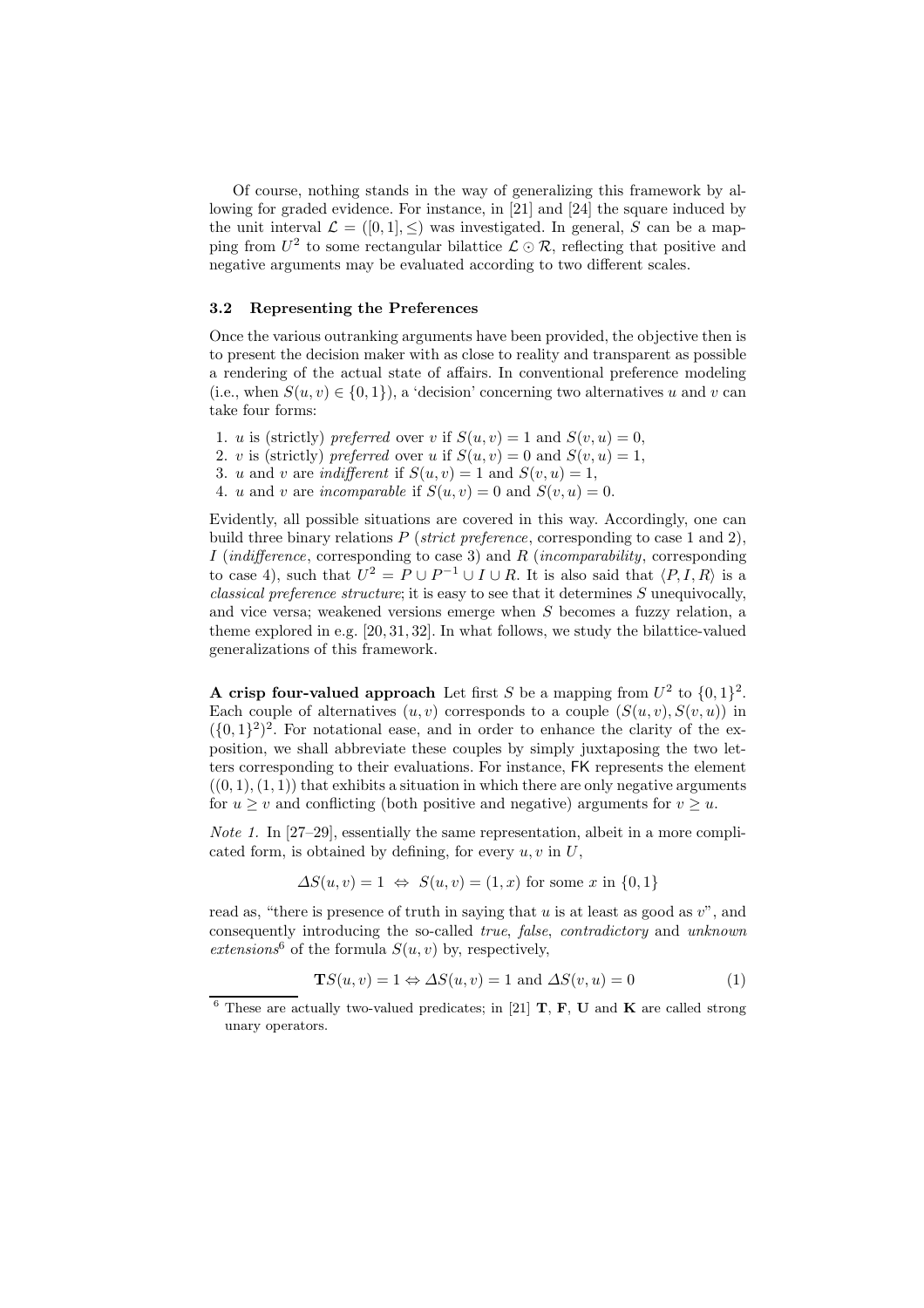Of course, nothing stands in the way of generalizing this framework by allowing for graded evidence. For instance, in [21] and [24] the square induced by the unit interval $\mathcal{L} = ([0,1], \leq)$ was investigated. In general, $S$ can be a mapping from $U^2$ to some rectangular bilattice $\mathcal{L} \odot \mathcal{R}$, reflecting that positive and negative arguments may be evaluated according to two different scales.

### 3.2 Representing the Preferences

Once the various outranking arguments have been provided, the objective then is to present the decision maker with as close to reality and transparent as possible a rendering of the actual state of affairs. In conventional preference modeling (i.e., when $S(u,v) \in \{0,1\}$), a 'decision' concerning two alternatives $u$ and $v$ can take four forms:

1. $u$ is (strictly) *preferred* over $v$ if $S(u,v) = 1$ and $S(v,u) = 0$,
2. $v$ is (strictly) *preferred* over $u$ if $S(u,v) = 0$ and $S(v,u) = 1$,
3. $u$ and $v$ are *indifferent* if $S(u,v) = 1$ and $S(v,u) = 1$,
4. $u$ and $v$ are *incomparable* if $S(u,v) = 0$ and $S(v,u) = 0$.

Evidently, all possible situations are covered in this way. Accordingly, one can build three binary relations $P$ (*strict preference*, corresponding to case 1 and 2), $I$ (*indifference*, corresponding to case 3) and $R$ (*incomparability*, corresponding to case 4), such that $U^2 = P \cup P^{-1} \cup I \cup R$. It is also said that $\langle P, I, R\rangle$ is a *classical preference structure*; it is easy to see that it determines $S$ unequivocally, and vice versa; weakened versions emerge when $S$ becomes a fuzzy relation, a theme explored in e.g. [20, 31, 32]. In what follows, we study the bilattice-valued generalizations of this framework.

**A crisp four-valued approach** Let first $S$ be a mapping from $U^2$ to $\{0,1\}^2$. Each couple of alternatives $(u,v)$ corresponds to a couple $(S(u,v), S(v,u))$ in $(\{0,1\}^2)^2$. For notational ease, and in order to enhance the clarity of the exposition, we shall abbreviate these couples by simply juxtaposing the two letters corresponding to their evaluations. For instance, $\mathsf{FK}$ represents the element $((0,1),(1,1))$ that exhibits a situation in which there are only negative arguments for $u \geq v$ and conflicting (both positive and negative) arguments for $v \geq u$.

*Note 1.* In [27–29], essentially the same representation, albeit in a more complicated form, is obtained by defining, for every $u, v$ in $U$,

$$\Delta S(u,v) = 1 \;\Leftrightarrow\; S(u,v) = (1,x) \text{ for some } x \text{ in } \{0,1\}$$

read as, "there is presence of truth in saying that $u$ is at least as good as $v$", and consequently introducing the so-called *true*, *false*, *contradictory* and *unknown extensions*[6] of the formula $S(u,v)$ by, respectively,

$$\mathbf{T}S(u,v) = 1 \Leftrightarrow \Delta S(u,v) = 1 \text{ and } \Delta S(v,u) = 0 \qquad (1)$$

[6] These are actually two-valued predicates; in [21] $\mathbf{T}$, $\mathbf{F}$, $\mathbf{U}$ and $\mathbf{K}$ are called strong unary operators.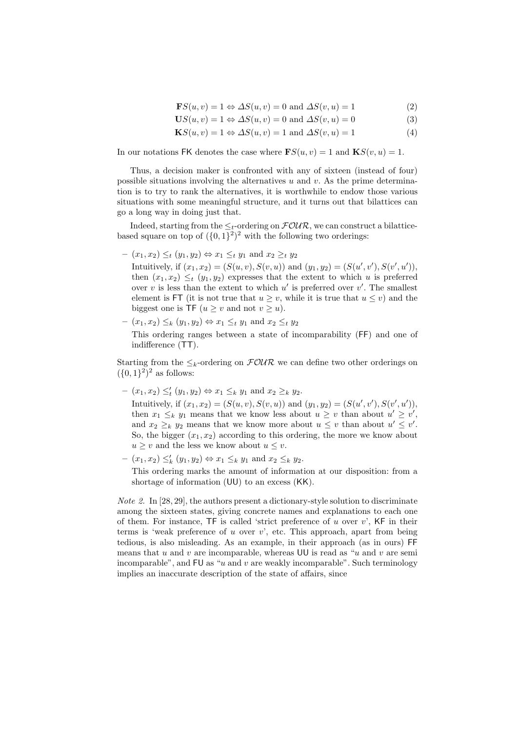$$\mathbf{F}S(u,v) = 1 \Leftrightarrow \Delta S(u,v) = 0 \text{ and } \Delta S(v,u) = 1 \tag{2}$$

$$\mathbf{U}S(u,v) = 1 \Leftrightarrow \Delta S(u,v) = 0 \text{ and } \Delta S(v,u) = 0 \tag{3}$$

$$\mathbf{K}S(u,v) = 1 \Leftrightarrow \Delta S(u,v) = 1 \text{ and } \Delta S(v,u) = 1 \tag{4}$$

In our notations FK denotes the case where $\mathbf{F}S(u,v) = 1$ and $\mathbf{K}S(v,u) = 1$.

Thus, a decision maker is confronted with any of sixteen (instead of four) possible situations involving the alternatives $u$ and $v$. As the prime determination is to try to rank the alternatives, it is worthwhile to endow those various situations with some meaningful structure, and it turns out that bilattices can go a long way in doing just that.

Indeed, starting from the $\leq_t$-ordering on $\mathcal{FOUR}$, we can construct a bilattice-based square on top of $(\{0,1\}^2)^2$ with the following two orderings:

- $(x_1, x_2) \leq_t (y_1, y_2) \Leftrightarrow x_1 \leq_t y_1$ and $x_2 \geq_t y_2$
  Intuitively, if $(x_1, x_2) = (S(u,v), S(v,u))$ and $(y_1, y_2) = (S(u',v'), S(v',u'))$, then $(x_1, x_2) \leq_t (y_1, y_2)$ expresses that the extent to which $u$ is preferred over $v$ is less than the extent to which $u'$ is preferred over $v'$. The smallest element is FT (it is not true that $u \geq v$, while it is true that $u \leq v$) and the biggest one is TF ($u \geq v$ and not $v \geq u$).
- $(x_1, x_2) \leq_k (y_1, y_2) \Leftrightarrow x_1 \leq_t y_1$ and $x_2 \leq_t y_2$
  This ordering ranges between a state of incomparability (FF) and one of indifference (TT).

Starting from the $\leq_k$-ordering on $\mathcal{FOUR}$ we can define two other orderings on $(\{0,1\}^2)^2$ as follows:

- $(x_1, x_2) \leq_t' (y_1, y_2) \Leftrightarrow x_1 \leq_k y_1$ and $x_2 \geq_k y_2$.
  Intuitively, if $(x_1, x_2) = (S(u,v), S(v,u))$ and $(y_1, y_2) = (S(u',v'), S(v',u'))$, then $x_1 \leq_k y_1$ means that we know less about $u \geq v$ than about $u' \geq v'$, and $x_2 \geq_k y_2$ means that we know more about $u \leq v$ than about $u' \leq v'$. So, the bigger $(x_1, x_2)$ according to this ordering, the more we know about $u \geq v$ and the less we know about $u \leq v$.
- $(x_1, x_2) \leq_k' (y_1, y_2) \Leftrightarrow x_1 \leq_k y_1$ and $x_2 \leq_k y_2$.
  This ordering marks the amount of information at our disposition: from a shortage of information (UU) to an excess (KK).

*Note 2.* In [28, 29], the authors present a dictionary-style solution to discriminate among the sixteen states, giving concrete names and explanations to each one of them. For instance, TF is called 'strict preference of $u$ over $v$', KF in their terms is 'weak preference of $u$ over $v$', etc. This approach, apart from being tedious, is also misleading. As an example, in their approach (as in ours) FF means that $u$ and $v$ are incomparable, whereas UU is read as "$u$ and $v$ are semi incomparable", and FU as "$u$ and $v$ are weakly incomparable". Such terminology implies an inaccurate description of the state of affairs, since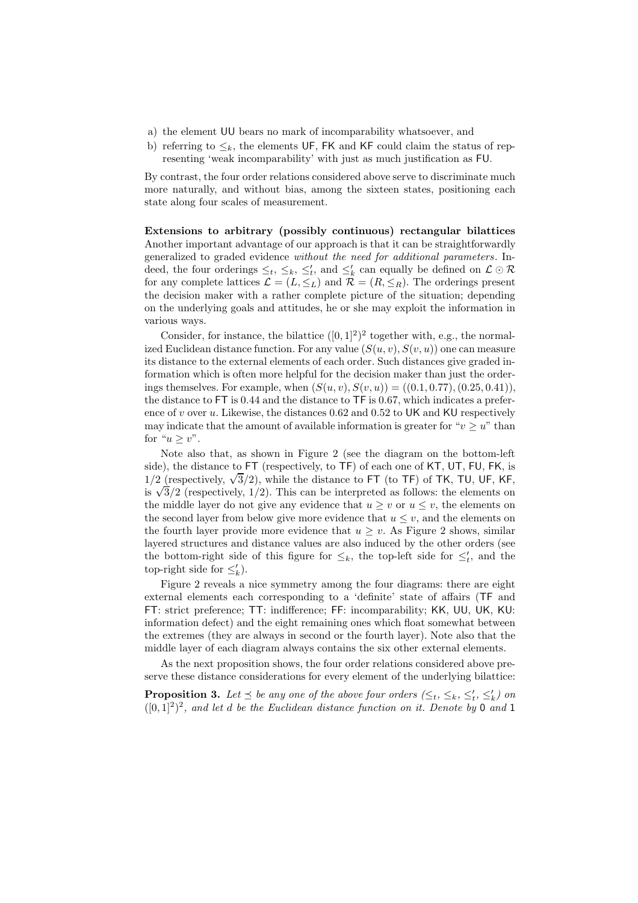a) the element UU bears no mark of incomparability whatsoever, and
b) referring to $\leq_k$, the elements UF, FK and KF could claim the status of representing 'weak incomparability' with just as much justification as FU.

By contrast, the four order relations considered above serve to discriminate much more naturally, and without bias, among the sixteen states, positioning each state along four scales of measurement.

**Extensions to arbitrary (possibly continuous) rectangular bilattices** Another important advantage of our approach is that it can be straightforwardly generalized to graded evidence *without the need for additional parameters*. Indeed, the four orderings $\leq_t$, $\leq_k$, $\leq_t'$, and $\leq_k'$ can equally be defined on $\mathcal{L} \odot \mathcal{R}$ for any complete lattices $\mathcal{L} = (L, \leq_L)$ and $\mathcal{R} = (R, \leq_R)$. The orderings present the decision maker with a rather complete picture of the situation; depending on the underlying goals and attitudes, he or she may exploit the information in various ways.

Consider, for instance, the bilattice $([0,1]^2)^2$ together with, e.g., the normalized Euclidean distance function. For any value $(S(u,v), S(v,u))$ one can measure its distance to the external elements of each order. Such distances give graded information which is often more helpful for the decision maker than just the orderings themselves. For example, when $(S(u,v), S(v,u)) = ((0.1, 0.77), (0.25, 0.41))$, the distance to FT is 0.44 and the distance to TF is 0.67, which indicates a preference of $v$ over $u$. Likewise, the distances 0.62 and 0.52 to UK and KU respectively may indicate that the amount of available information is greater for "$v \geq u$" than for "$u \geq v$".

Note also that, as shown in Figure 2 (see the diagram on the bottom-left side), the distance to FT (respectively, to TF) of each one of KT, UT, FU, FK, is $1/2$ (respectively, $\sqrt{3}/2$), while the distance to FT (to TF) of TK, TU, UF, KF, is $\sqrt{3}/2$ (respectively, $1/2$). This can be interpreted as follows: the elements on the middle layer do not give any evidence that $u \geq v$ or $u \leq v$, the elements on the second layer from below give more evidence that $u \leq v$, and the elements on the fourth layer provide more evidence that $u \geq v$. As Figure 2 shows, similar layered structures and distance values are also induced by the other orders (see the bottom-right side of this figure for $\leq_k$, the top-left side for $\leq_t'$, and the top-right side for $\leq_k'$).

Figure 2 reveals a nice symmetry among the four diagrams: there are eight external elements each corresponding to a 'definite' state of affairs (TF and FT: strict preference; TT: indifference; FF: incomparability; KK, UU, UK, KU: information defect) and the eight remaining ones which float somewhat between the extremes (they are always in second or the fourth layer). Note also that the middle layer of each diagram always contains the six other external elements.

As the next proposition shows, the four order relations considered above preserve these distance considerations for every element of the underlying bilattice:

**Proposition 3.** *Let $\preceq$ be any one of the above four orders ($\leq_t$, $\leq_k$, $\leq_t'$, $\leq_k'$) on $([0,1]^2)^2$, and let $d$ be the Euclidean distance function on it. Denote by* 0 *and* 1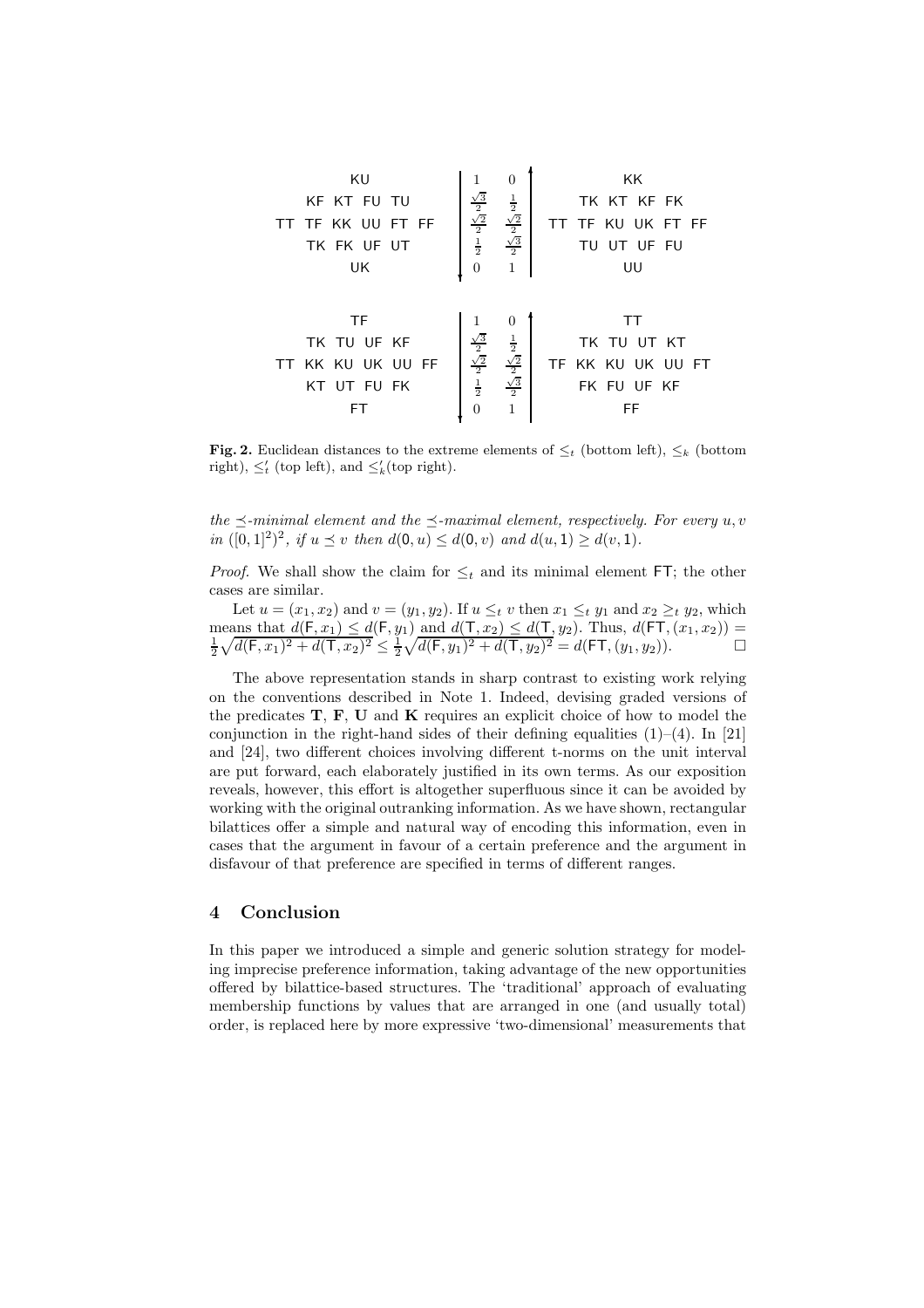| | | |
|---|---|---|
| KU | 1 &nbsp;&nbsp; 0 | KK |
| KF KT FU TU | $\frac{\sqrt{3}}{2}$ &nbsp;&nbsp; $\frac{1}{2}$ | TK KT KF FK |
| TT TF KK UU FT FF | $\frac{\sqrt{2}}{2}$ &nbsp;&nbsp; $\frac{\sqrt{2}}{2}$ | TT TF KU UK FT FF |
| TK FK UF UT | $\frac{1}{2}$ &nbsp;&nbsp; $\frac{\sqrt{3}}{2}$ | TU UT UF FU |
| UK | 0 &nbsp;&nbsp; 1 | UU |

| | | |
|---|---|---|
| TF | 1 &nbsp;&nbsp; 0 | TT |
| TK TU UF KF | $\frac{\sqrt{3}}{2}$ &nbsp;&nbsp; $\frac{1}{2}$ | TK TU UT KT |
| TT KK KU UK UU FF | $\frac{\sqrt{2}}{2}$ &nbsp;&nbsp; $\frac{\sqrt{2}}{2}$ | TF KK KU UK UU FT |
| KT UT FU FK | $\frac{1}{2}$ &nbsp;&nbsp; $\frac{\sqrt{3}}{2}$ | FK FU UF KF |
| FT | 0 &nbsp;&nbsp; 1 | FF |

**Fig. 2.** Euclidean distances to the extreme elements of $\leq_t$ (bottom left), $\leq_k$ (bottom right), $\leq'_t$ (top left), and $\leq'_k$(top right).

*the $\preceq$-minimal element and the $\preceq$-maximal element, respectively. For every $u, v$ in $([0,1]^2)^2$, if $u \preceq v$ then $d(\mathsf{0}, u) \leq d(\mathsf{0}, v)$ and $d(u, \mathsf{1}) \geq d(v, \mathsf{1})$.*

*Proof.* We shall show the claim for $\leq_t$ and its minimal element $\mathsf{FT}$; the other cases are similar.

Let $u = (x_1, x_2)$ and $v = (y_1, y_2)$. If $u \leq_t v$ then $x_1 \leq_t y_1$ and $x_2 \geq_t y_2$, which means that $d(\mathsf{F}, x_1) \leq d(\mathsf{F}, y_1)$ and $d(\mathsf{T}, x_2) \leq d(\mathsf{T}, y_2)$. Thus, $d(\mathsf{FT}, (x_1, x_2)) = \frac{1}{2}\sqrt{d(\mathsf{F}, x_1)^2 + d(\mathsf{T}, x_2)^2} \leq \frac{1}{2}\sqrt{d(\mathsf{F}, y_1)^2 + d(\mathsf{T}, y_2)^2} = d(\mathsf{FT}, (y_1, y_2))$. $\square$

The above representation stands in sharp contrast to existing work relying on the conventions described in Note 1. Indeed, devising graded versions of the predicates **T**, **F**, **U** and **K** requires an explicit choice of how to model the conjunction in the right-hand sides of their defining equalities (1)–(4). In [21] and [24], two different choices involving different t-norms on the unit interval are put forward, each elaborately justified in its own terms. As our exposition reveals, however, this effort is altogether superfluous since it can be avoided by working with the original outranking information. As we have shown, rectangular bilattices offer a simple and natural way of encoding this information, even in cases that the argument in favour of a certain preference and the argument in disfavour of that preference are specified in terms of different ranges.

## 4 Conclusion

In this paper we introduced a simple and generic solution strategy for modeling imprecise preference information, taking advantage of the new opportunities offered by bilattice-based structures. The 'traditional' approach of evaluating membership functions by values that are arranged in one (and usually total) order, is replaced here by more expressive 'two-dimensional' measurements that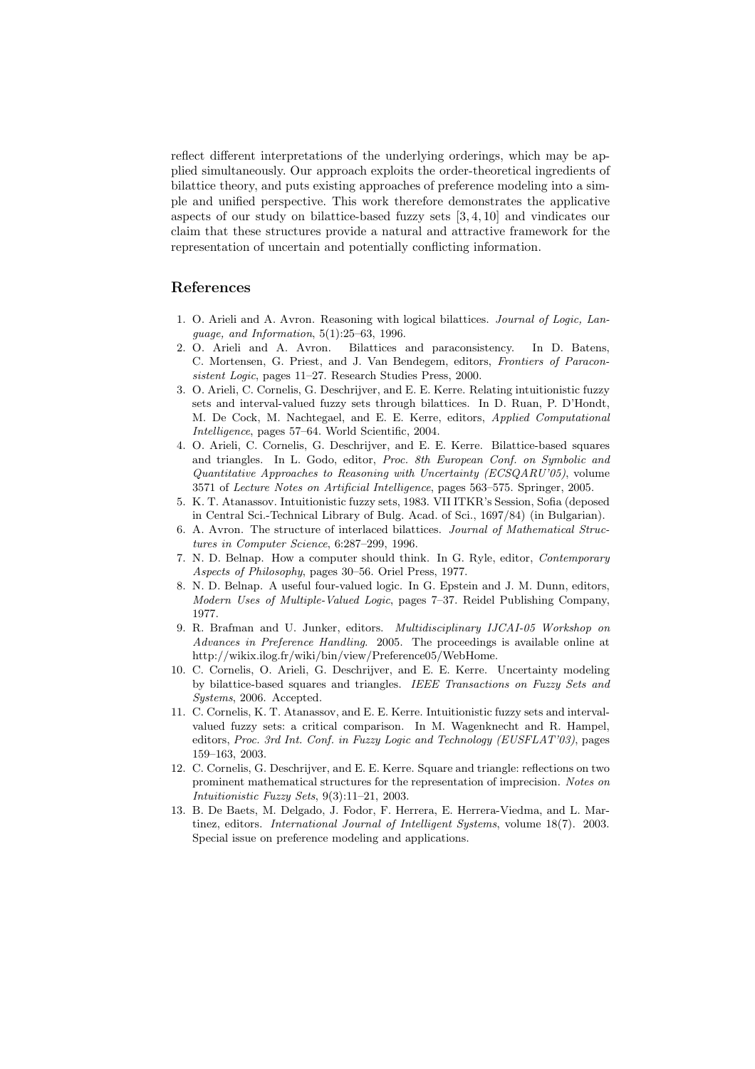reflect different interpretations of the underlying orderings, which may be applied simultaneously. Our approach exploits the order-theoretical ingredients of bilattice theory, and puts existing approaches of preference modeling into a simple and unified perspective. This work therefore demonstrates the applicative aspects of our study on bilattice-based fuzzy sets [3, 4, 10] and vindicates our claim that these structures provide a natural and attractive framework for the representation of uncertain and potentially conflicting information.

## References

1. O. Arieli and A. Avron. Reasoning with logical bilattices. *Journal of Logic, Language, and Information*, 5(1):25–63, 1996.
2. O. Arieli and A. Avron. Bilattices and paraconsistency. In D. Batens, C. Mortensen, G. Priest, and J. Van Bendegem, editors, *Frontiers of Paraconsistent Logic*, pages 11–27. Research Studies Press, 2000.
3. O. Arieli, C. Cornelis, G. Deschrijver, and E. E. Kerre. Relating intuitionistic fuzzy sets and interval-valued fuzzy sets through bilattices. In D. Ruan, P. D'Hondt, M. De Cock, M. Nachtegael, and E. E. Kerre, editors, *Applied Computational Intelligence*, pages 57–64. World Scientific, 2004.
4. O. Arieli, C. Cornelis, G. Deschrijver, and E. E. Kerre. Bilattice-based squares and triangles. In L. Godo, editor, *Proc. 8th European Conf. on Symbolic and Quantitative Approaches to Reasoning with Uncertainty (ECSQARU'05)*, volume 3571 of *Lecture Notes on Artificial Intelligence*, pages 563–575. Springer, 2005.
5. K. T. Atanassov. Intuitionistic fuzzy sets, 1983. VII ITKR's Session, Sofia (deposed in Central Sci.-Technical Library of Bulg. Acad. of Sci., 1697/84) (in Bulgarian).
6. A. Avron. The structure of interlaced bilattices. *Journal of Mathematical Structures in Computer Science*, 6:287–299, 1996.
7. N. D. Belnap. How a computer should think. In G. Ryle, editor, *Contemporary Aspects of Philosophy*, pages 30–56. Oriel Press, 1977.
8. N. D. Belnap. A useful four-valued logic. In G. Epstein and J. M. Dunn, editors, *Modern Uses of Multiple-Valued Logic*, pages 7–37. Reidel Publishing Company, 1977.
9. R. Brafman and U. Junker, editors. *Multidisciplinary IJCAI-05 Workshop on Advances in Preference Handling*. 2005. The proceedings is available online at http://wikix.ilog.fr/wiki/bin/view/Preference05/WebHome.
10. C. Cornelis, O. Arieli, G. Deschrijver, and E. E. Kerre. Uncertainty modeling by bilattice-based squares and triangles. *IEEE Transactions on Fuzzy Sets and Systems*, 2006. Accepted.
11. C. Cornelis, K. T. Atanassov, and E. E. Kerre. Intuitionistic fuzzy sets and interval-valued fuzzy sets: a critical comparison. In M. Wagenknecht and R. Hampel, editors, *Proc. 3rd Int. Conf. in Fuzzy Logic and Technology (EUSFLAT'03)*, pages 159–163, 2003.
12. C. Cornelis, G. Deschrijver, and E. E. Kerre. Square and triangle: reflections on two prominent mathematical structures for the representation of imprecision. *Notes on Intuitionistic Fuzzy Sets*, 9(3):11–21, 2003.
13. B. De Baets, M. Delgado, J. Fodor, F. Herrera, E. Herrera-Viedma, and L. Martinez, editors. *International Journal of Intelligent Systems*, volume 18(7). 2003. Special issue on preference modeling and applications.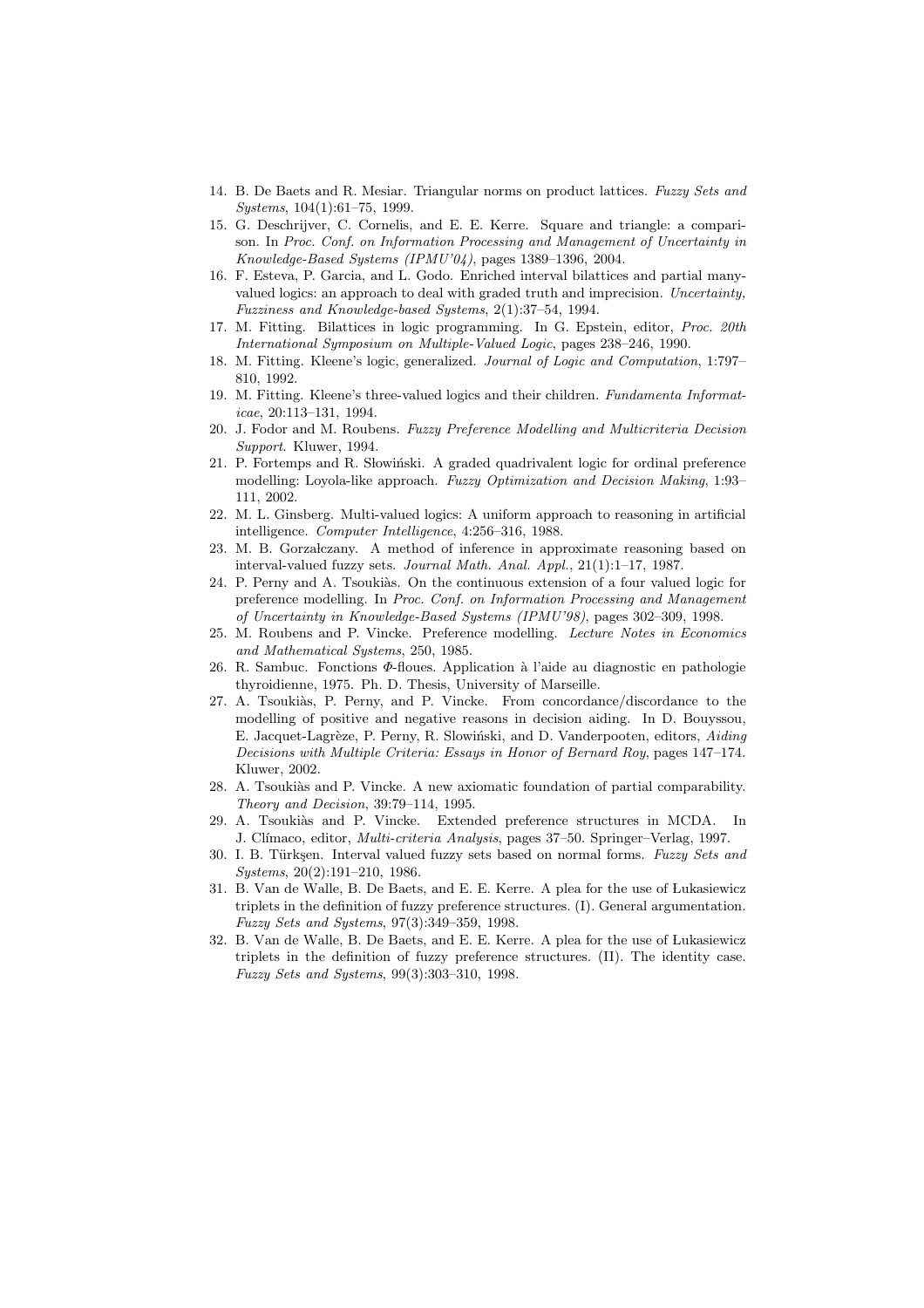14. B. De Baets and R. Mesiar. Triangular norms on product lattices. *Fuzzy Sets and Systems*, 104(1):61–75, 1999.
15. G. Deschrijver, C. Cornelis, and E. E. Kerre. Square and triangle: a comparison. In *Proc. Conf. on Information Processing and Management of Uncertainty in Knowledge-Based Systems (IPMU'04)*, pages 1389–1396, 2004.
16. F. Esteva, P. Garcia, and L. Godo. Enriched interval bilattices and partial many-valued logics: an approach to deal with graded truth and imprecision. *Uncertainty, Fuzziness and Knowledge-based Systems*, 2(1):37–54, 1994.
17. M. Fitting. Bilattices in logic programming. In G. Epstein, editor, *Proc. 20th International Symposium on Multiple-Valued Logic*, pages 238–246, 1990.
18. M. Fitting. Kleene's logic, generalized. *Journal of Logic and Computation*, 1:797–810, 1992.
19. M. Fitting. Kleene's three-valued logics and their children. *Fundamenta Informaticae*, 20:113–131, 1994.
20. J. Fodor and M. Roubens. *Fuzzy Preference Modelling and Multicriteria Decision Support*. Kluwer, 1994.
21. P. Fortemps and R. Słowiński. A graded quadrivalent logic for ordinal preference modelling: Loyola-like approach. *Fuzzy Optimization and Decision Making*, 1:93–111, 2002.
22. M. L. Ginsberg. Multi-valued logics: A uniform approach to reasoning in artificial intelligence. *Computer Intelligence*, 4:256–316, 1988.
23. M. B. Gorzałczany. A method of inference in approximate reasoning based on interval-valued fuzzy sets. *Journal Math. Anal. Appl.*, 21(1):1–17, 1987.
24. P. Perny and A. Tsoukiàs. On the continuous extension of a four valued logic for preference modelling. In *Proc. Conf. on Information Processing and Management of Uncertainty in Knowledge-Based Systems (IPMU'98)*, pages 302–309, 1998.
25. M. Roubens and P. Vincke. Preference modelling. *Lecture Notes in Economics and Mathematical Systems*, 250, 1985.
26. R. Sambuc. Fonctions Φ-floues. Application à l'aide au diagnostic en pathologie thyroidienne, 1975. Ph. D. Thesis, University of Marseille.
27. A. Tsoukiàs, P. Perny, and P. Vincke. From concordance/discordance to the modelling of positive and negative reasons in decision aiding. In D. Bouyssou, E. Jacquet-Lagrèze, P. Perny, R. Slowiński, and D. Vanderpooten, editors, *Aiding Decisions with Multiple Criteria: Essays in Honor of Bernard Roy*, pages 147–174. Kluwer, 2002.
28. A. Tsoukiàs and P. Vincke. A new axiomatic foundation of partial comparability. *Theory and Decision*, 39:79–114, 1995.
29. A. Tsoukiàs and P. Vincke. Extended preference structures in MCDA. In J. Clímaco, editor, *Multi-criteria Analysis*, pages 37–50. Springer–Verlag, 1997.
30. I. B. Türkşen. Interval valued fuzzy sets based on normal forms. *Fuzzy Sets and Systems*, 20(2):191–210, 1986.
31. B. Van de Walle, B. De Baets, and E. E. Kerre. A plea for the use of Łukasiewicz triplets in the definition of fuzzy preference structures. (I). General argumentation. *Fuzzy Sets and Systems*, 97(3):349–359, 1998.
32. B. Van de Walle, B. De Baets, and E. E. Kerre. A plea for the use of Łukasiewicz triplets in the definition of fuzzy preference structures. (II). The identity case. *Fuzzy Sets and Systems*, 99(3):303–310, 1998.